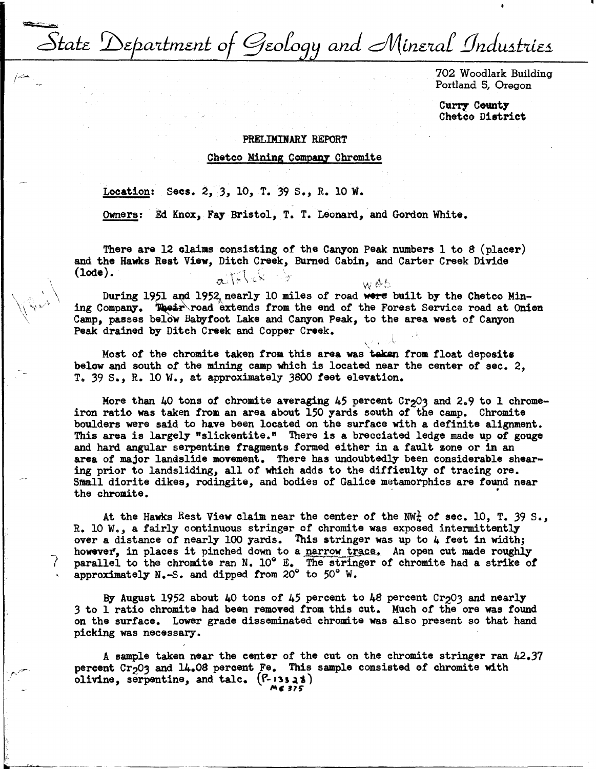State Department of Geology and Mineral Industries

702 Woodlark Building
Portland 5, Oregon

**Curry County**
**Chetco District**

PRELIMINARY REPORT

Chetco Mining Company Chromite

Location: Secs. 2, 3, 10, T. 39 S., R. 10 W.

Owners: Ed Knox, Fay Bristol, T. T. Leonard, and Gordon White.

There are 12 claims consisting of the Canyon Peak numbers 1 to 8 (placer) and the Hawks Rest View, Ditch Creek, Burned Cabin, and Carter Creek Divide (lode).

During 1951 and 1952 nearly 10 miles of road was built by the Chetco Mining Company. road extends from the end of the Forest Service road at Onion Camp, passes below Babyfoot Lake and Canyon Peak, to the area west of Canyon Peak drained by Ditch Creek and Copper Creek.

Most of the chromite taken from this area was from float deposits below and south of the mining camp which is located near the center of sec. 2, T. 39 S., R. 10 W., at approximately 3800 feet elevation.

More than 40 tons of chromite averaging 45 percent $Cr_2O_3$ and 2.9 to 1 chrome-iron ratio was taken from an area about 150 yards south of the camp. Chromite boulders were said to have been located on the surface with a definite alignment. This area is largely "slickentite." There is a brecciated ledge made up of gouge and hard angular serpentine fragments formed either in a fault zone or in an area of major landslide movement. There has undoubtedly been considerable shearing prior to landsliding, all of which adds to the difficulty of tracing ore. Small diorite dikes, rodingite, and bodies of Galice metamorphics are found near the chromite.

At the Hawks Rest View claim near the center of the NW¼ of sec. 10, T. 39 S., R. 10 W., a fairly continuous stringer of chromite was exposed intermittently over a distance of nearly 100 yards. This stringer was up to 4 feet in width; however, in places it pinched down to a narrow trace. An open cut made roughly parallel to the chromite ran N. 10° E. The stringer of chromite had a strike of approximately N.-S. and dipped from 20° to 50° W.

By August 1952 about 40 tons of 45 percent to 48 percent $Cr_2O_3$ and nearly 3 to 1 ratio chromite had been removed from this cut. Much of the ore was found on the surface. Lower grade disseminated chromite was also present so that hand picking was necessary.

A sample taken near the center of the cut on the chromite stringer ran 42.37 percent $Cr_2O_3$ and 14.08 percent Fe. This sample consisted of chromite with olivine, serpentine, and talc. (P-13328)
MS 375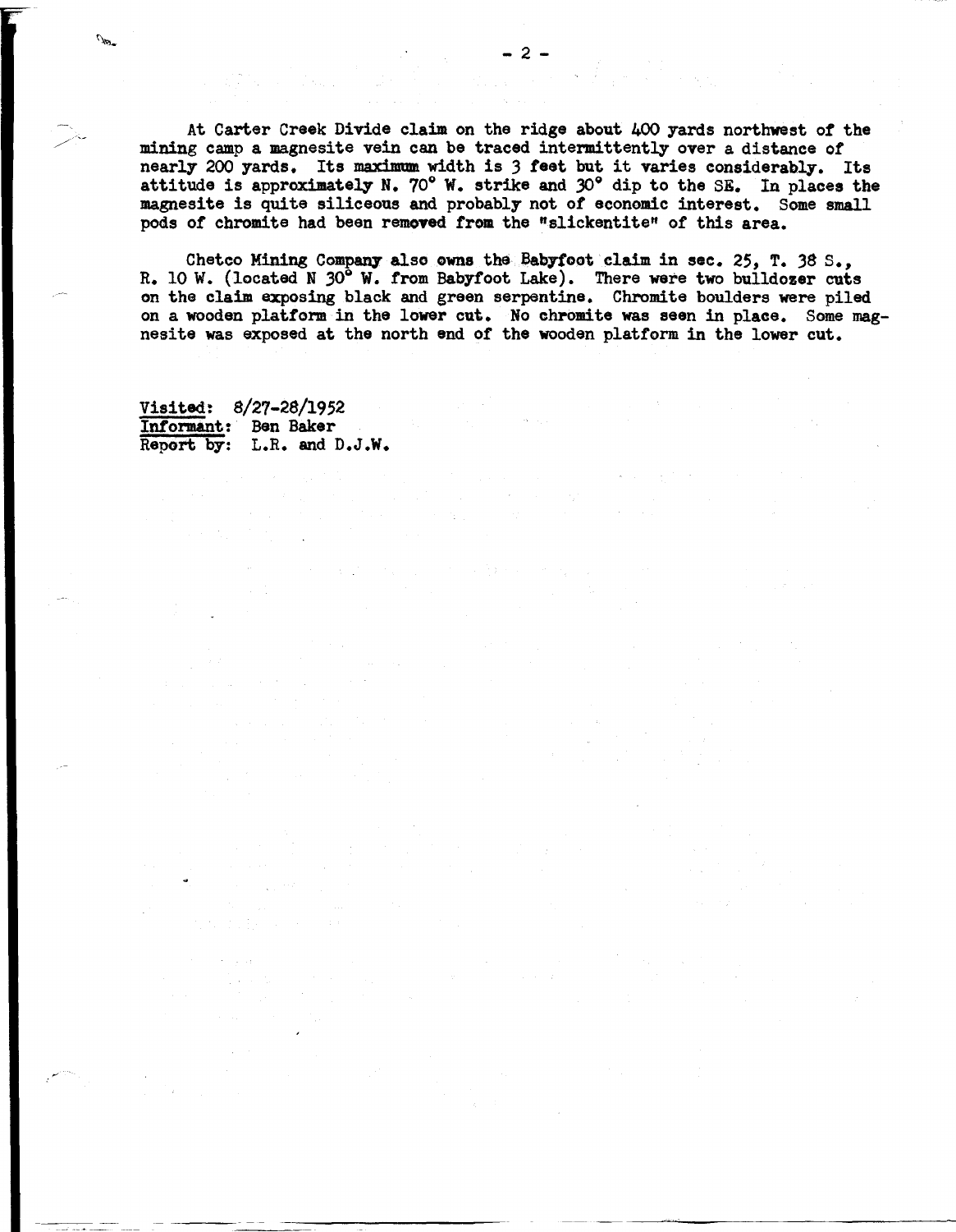At Carter Creek Divide claim on the ridge about 400 yards northwest of the mining camp a magnesite vein can be traced intermittently over a distance of nearly 200 yards. Its maximum width is 3 feet but it varies considerably. Its attitude is approximately N. 70° W. strike and 30° dip to the SE. In places the magnesite is quite siliceous and probably not of economic interest. Some small pods of chromite had been removed from the "slickentite" of this area.

Chetco Mining Company also owns the Babyfoot claim in sec. 25, T. 38 S., R. 10 W. (located N 30° W. from Babyfoot Lake). There were two bulldozer cuts on the claim exposing black and green serpentine. Chromite boulders were piled on a wooden platform in the lower cut. No chromite was seen in place. Some magnesite was exposed at the north end of the wooden platform in the lower cut.

<u>Visited</u>: 8/27-28/1952
<u>Informant</u>: Ben Baker
<u>Report by</u>: L.R. and D.J.W.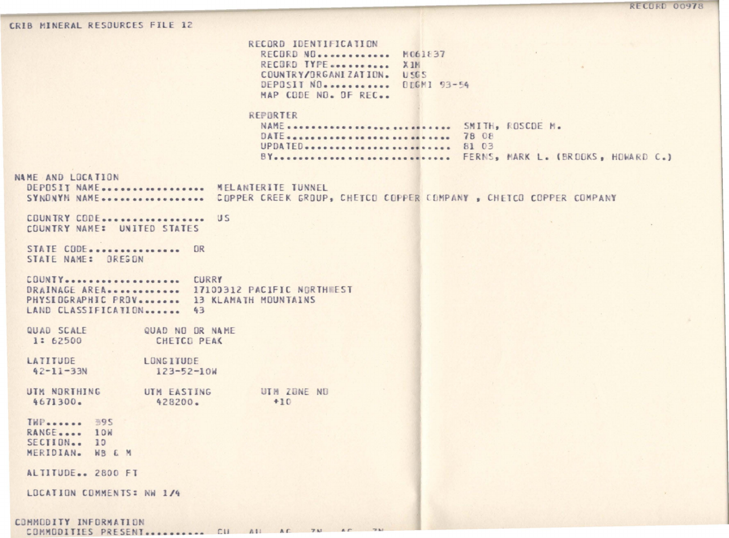RECORD 00978

CRIB MINERAL RESOURCES FILE 12

RECORD IDENTIFICATION
RECORD NO............ M061837
RECORD TYPE.......... X1M
COUNTRY/ORGANIZATION. USGS
DEPOSIT NO........... DOGMI 93-54
MAP CODE NO. OF REC..

REPORTER
NAME........................... SMITH, ROSCOE M.
DATE........................... 78 08
UPDATED........................ 81 03
BY............................. FERNS, MARK L. (BROOKS, HOWARD C.)

NAME AND LOCATION
DEPOSIT NAME................. MELANTERITE TUNNEL
SYNONYM NAME................. COPPER CREEK GROUP, CHETCO COPPER COMPANY , CHETCO COPPER COMPANY

COUNTRY CODE................. US
COUNTRY NAME: UNITED STATES

STATE CODE............... OR
STATE NAME: OREGON

COUNTY................... CURRY
DRAINAGE AREA............ 17100312 PACIFIC NORTHWEST
PHYSIOGRAPHIC PROV....... 13 KLAMATH MOUNTAINS
LAND CLASSIFICATION...... 43

QUAD SCALE QUAD NO OR NAME
1: 62500 CHETCO PEAK

LATITUDE LONGITUDE
42-11-33N 123-52-10W

UTM NORTHING UTM EASTING UTM ZONE NO
4671300. 428200. +10

TWP...... 39S
RANGE.... 10W
SECTION.. 10
MERIDIAN. WB & M

ALTITUDE.. 2800 FT

LOCATION COMMENTS: NW 1/4

COMMODITY INFORMATION
COMMODITIES PRESENT.......... CU AU AG ZN AS ZN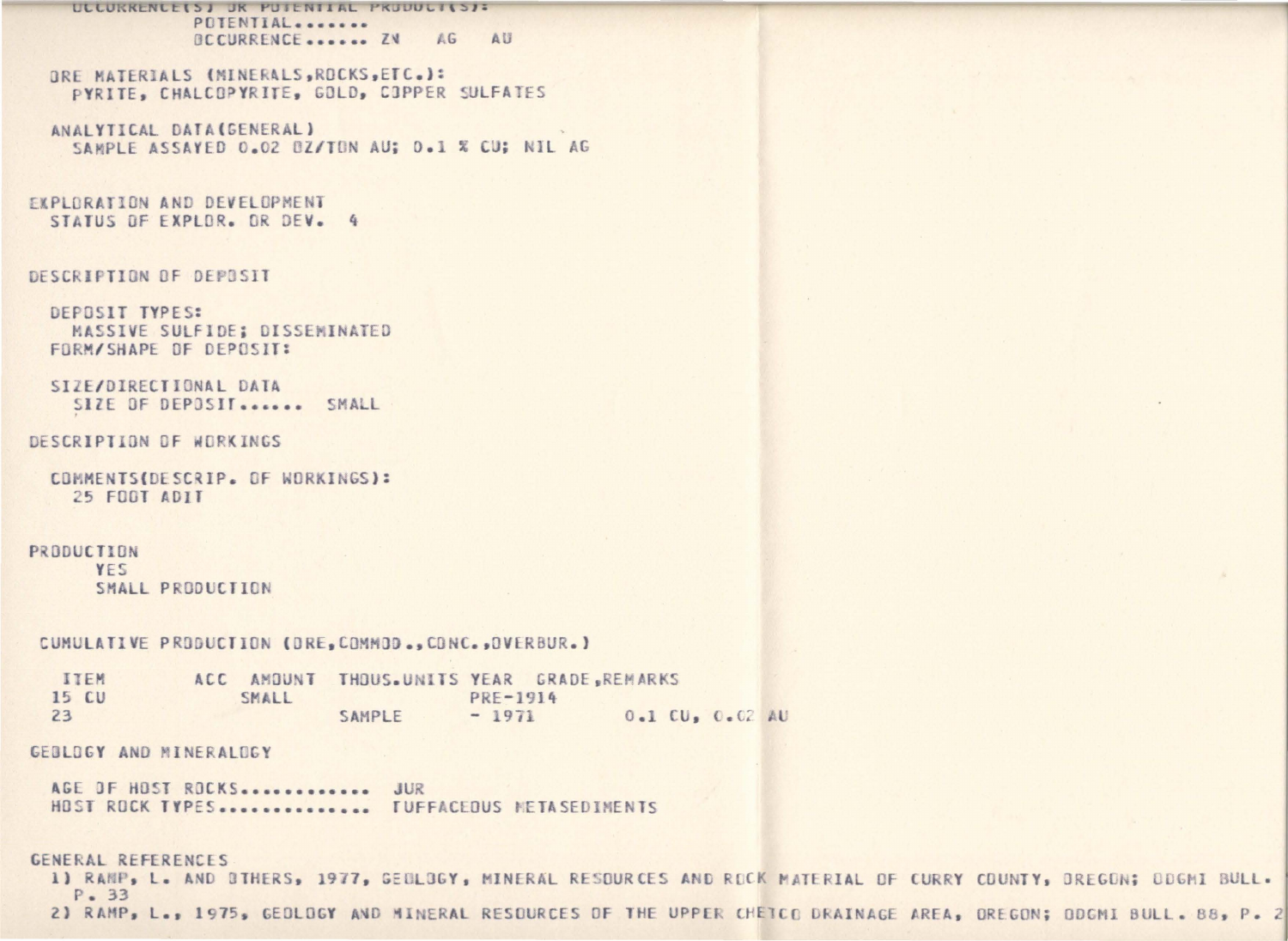OCCURRENCE(S) OR POTENTIAL PRODUCT(S):
POTENTIAL.......
OCCURRENCE...... ZN AG AU

ORE MATERIALS (MINERALS,ROCKS,ETC.):
PYRITE, CHALCOPYRITE, GOLD, COPPER SULFATES

ANALYTICAL DATA(GENERAL)
SAMPLE ASSAYED 0.02 OZ/TON AU; 0.1 % CU; NIL AG

EXPLORATION AND DEVELOPMENT
STATUS OF EXPLOR. OR DEV. 4

DESCRIPTION OF DEPOSIT

DEPOSIT TYPES:
MASSIVE SULFIDE; DISSEMINATED
FORM/SHAPE OF DEPOSIT:

SIZE/DIRECTIONAL DATA
SIZE OF DEPOSIT...... SMALL

DESCRIPTION OF WORKINGS

COMMENTS(DESCRIP. OF WORKINGS):
25 FOOT ADIT

PRODUCTION
YES
SMALL PRODUCTION

CUMULATIVE PRODUCTION (ORE,COMMOD.,CONC.,OVERBUR.)

| ITEM | ACC | AMOUNT | THOUS.UNITS | YEAR | GRADE,REMARKS |
|---|---|---|---|---|---|
| 15 CU | | SMALL | | PRE-1914 | |
| 23 | | | SAMPLE | - 1971 | 0.1 CU, 0.02 AU |

GEOLOGY AND MINERALOGY

AGE OF HOST ROCKS............ JUR
HOST ROCK TYPES.............. TUFFACEOUS METASEDIMENTS

GENERAL REFERENCES
1) RAMP, L. AND OTHERS, 1977, GEOLOGY, MINERAL RESOURCES AND ROCK MATERIAL OF CURRY COUNTY, OREGON; ODGMI BULL.
P. 33
2) RAMP, L., 1975, GEOLOGY AND MINERAL RESOURCES OF THE UPPER CHETCO DRAINAGE AREA, OREGON; ODGMI BULL. 88, P. 2